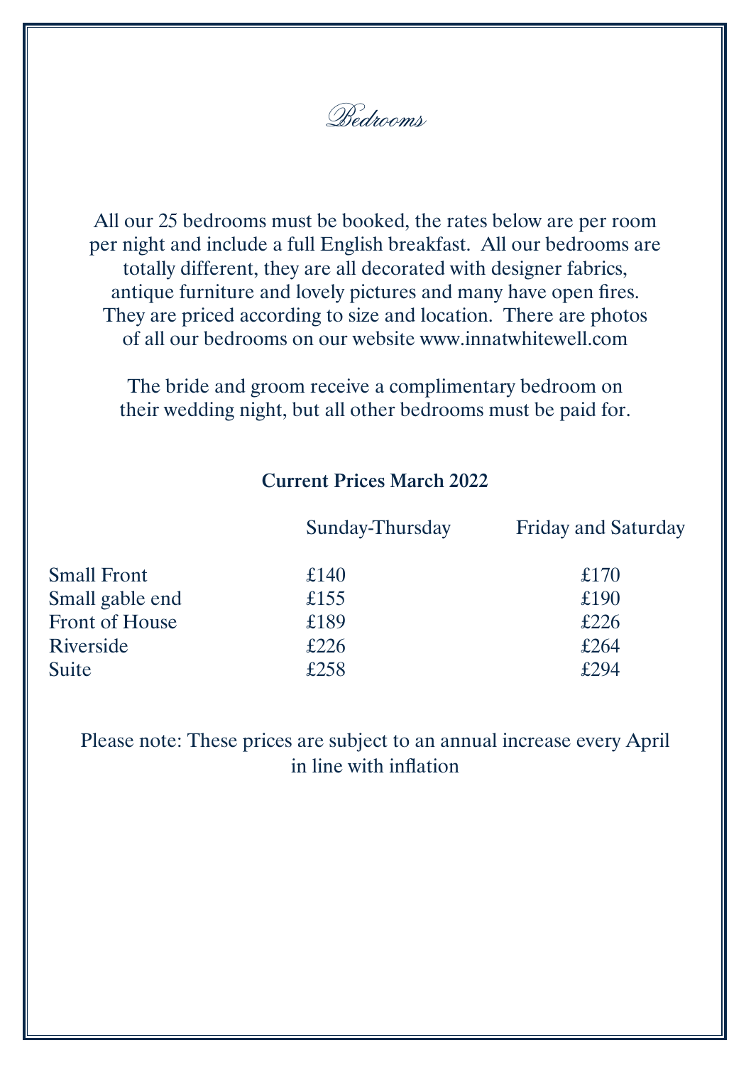# Bedrooms

All our 25 bedrooms must be booked, the rates below are per room per night and include a full English breakfast. All our bedrooms are totally different, they are all decorated with designer fabrics, antique furniture and lovely pictures and many have open fires. They are priced according to size and location. There are photos of all our bedrooms on our website www.innatwhitewell.com

The bride and groom receive a complimentary bedroom on their wedding night, but all other bedrooms must be paid for.

**Current Prices March 2022**

| | Sunday-Thursday | Friday and Saturday |
|---|---|---|
| Small Front | £140 | £170 |
| Small gable end | £155 | £190 |
| Front of House | £189 | £226 |
| Riverside | £226 | £264 |
| Suite | £258 | £294 |

Please note: These prices are subject to an annual increase every April in line with inflation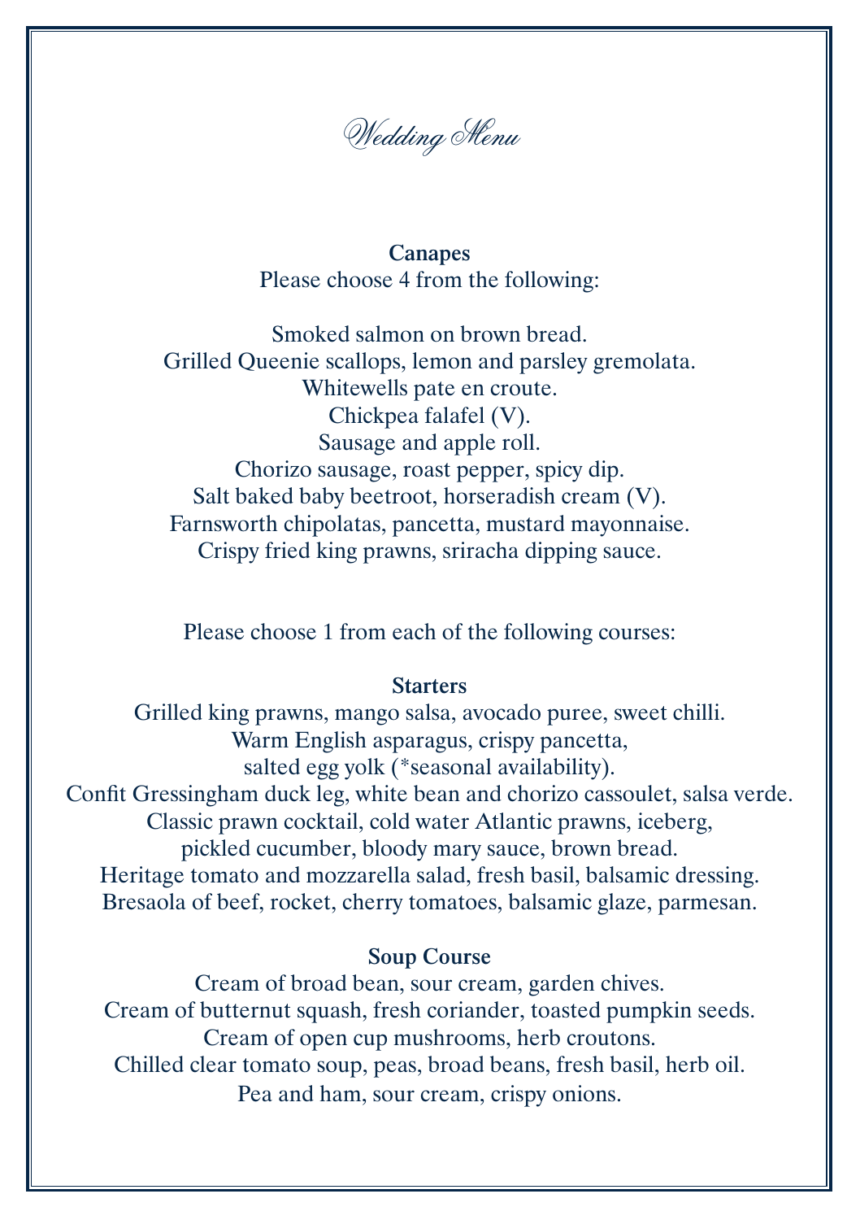# *Wedding Menu*

### Canapes

Please choose 4 from the following:

Smoked salmon on brown bread.
Grilled Queenie scallops, lemon and parsley gremolata.
Whitewells pate en croute.
Chickpea falafel (V).
Sausage and apple roll.
Chorizo sausage, roast pepper, spicy dip.
Salt baked baby beetroot, horseradish cream (V).
Farnsworth chipolatas, pancetta, mustard mayonnaise.
Crispy fried king prawns, sriracha dipping sauce.

Please choose 1 from each of the following courses:

### Starters

Grilled king prawns, mango salsa, avocado puree, sweet chilli.
Warm English asparagus, crispy pancetta, salted egg yolk (*seasonal availability).
Confit Gressingham duck leg, white bean and chorizo cassoulet, salsa verde.
Classic prawn cocktail, cold water Atlantic prawns, iceberg, pickled cucumber, bloody mary sauce, brown bread.
Heritage tomato and mozzarella salad, fresh basil, balsamic dressing.
Bresaola of beef, rocket, cherry tomatoes, balsamic glaze, parmesan.

### Soup Course

Cream of broad bean, sour cream, garden chives.
Cream of butternut squash, fresh coriander, toasted pumpkin seeds.
Cream of open cup mushrooms, herb croutons.
Chilled clear tomato soup, peas, broad beans, fresh basil, herb oil.
Pea and ham, sour cream, crispy onions.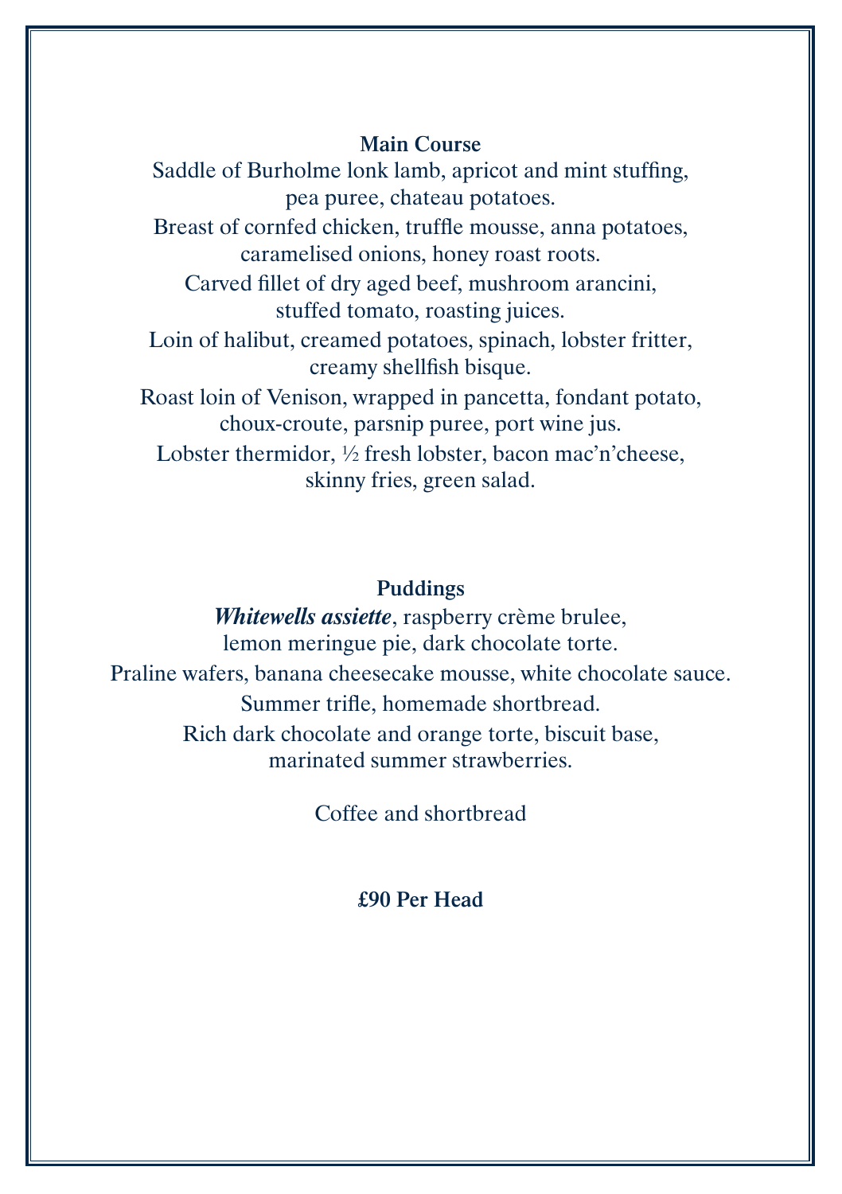## Main Course

Saddle of Burholme lonk lamb, apricot and mint stuffing, pea puree, chateau potatoes.

Breast of cornfed chicken, truffle mousse, anna potatoes, caramelised onions, honey roast roots.

Carved fillet of dry aged beef, mushroom arancini, stuffed tomato, roasting juices.

Loin of halibut, creamed potatoes, spinach, lobster fritter, creamy shellfish bisque.

Roast loin of Venison, wrapped in pancetta, fondant potato, choux-croute, parsnip puree, port wine jus.

Lobster thermidor, ½ fresh lobster, bacon mac'n'cheese, skinny fries, green salad.

## Puddings

***Whitewells assiette***, raspberry crème brulee, lemon meringue pie, dark chocolate torte.

Praline wafers, banana cheesecake mousse, white chocolate sauce.

Summer trifle, homemade shortbread.

Rich dark chocolate and orange torte, biscuit base, marinated summer strawberries.

Coffee and shortbread

**£90 Per Head**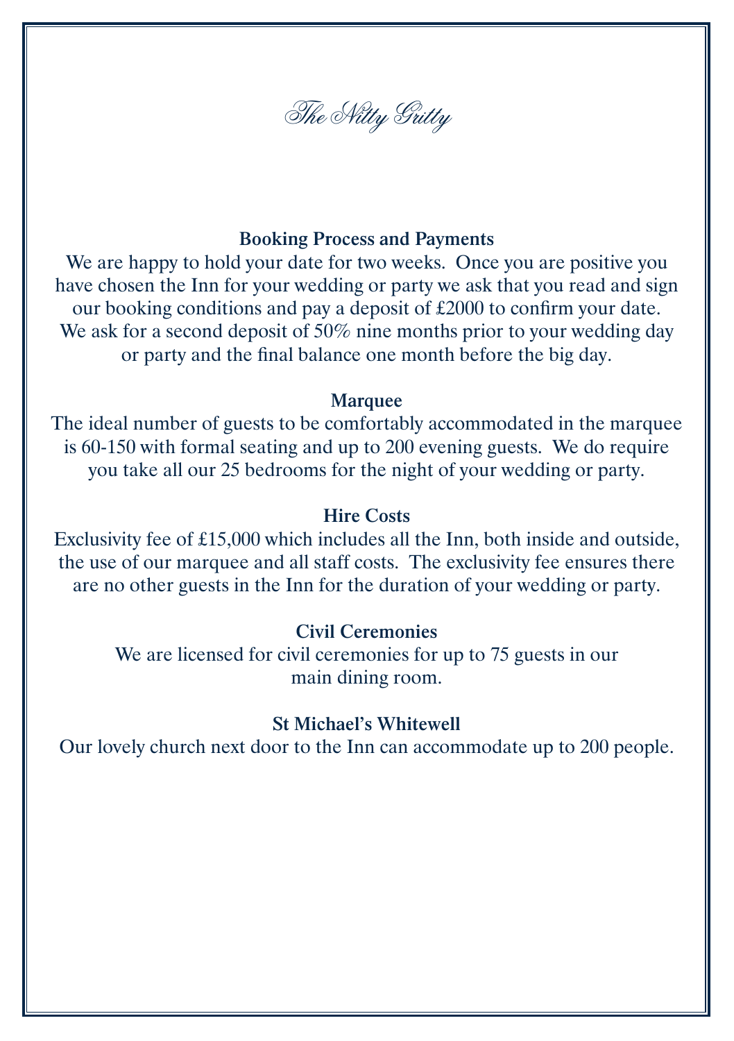# The Nitty Gritty

## Booking Process and Payments

We are happy to hold your date for two weeks. Once you are positive you have chosen the Inn for your wedding or party we ask that you read and sign our booking conditions and pay a deposit of £2000 to confirm your date. We ask for a second deposit of 50% nine months prior to your wedding day or party and the final balance one month before the big day.

## Marquee

The ideal number of guests to be comfortably accommodated in the marquee is 60-150 with formal seating and up to 200 evening guests. We do require you take all our 25 bedrooms for the night of your wedding or party.

## Hire Costs

Exclusivity fee of £15,000 which includes all the Inn, both inside and outside, the use of our marquee and all staff costs. The exclusivity fee ensures there are no other guests in the Inn for the duration of your wedding or party.

## Civil Ceremonies

We are licensed for civil ceremonies for up to 75 guests in our main dining room.

## St Michael's Whitewell

Our lovely church next door to the Inn can accommodate up to 200 people.